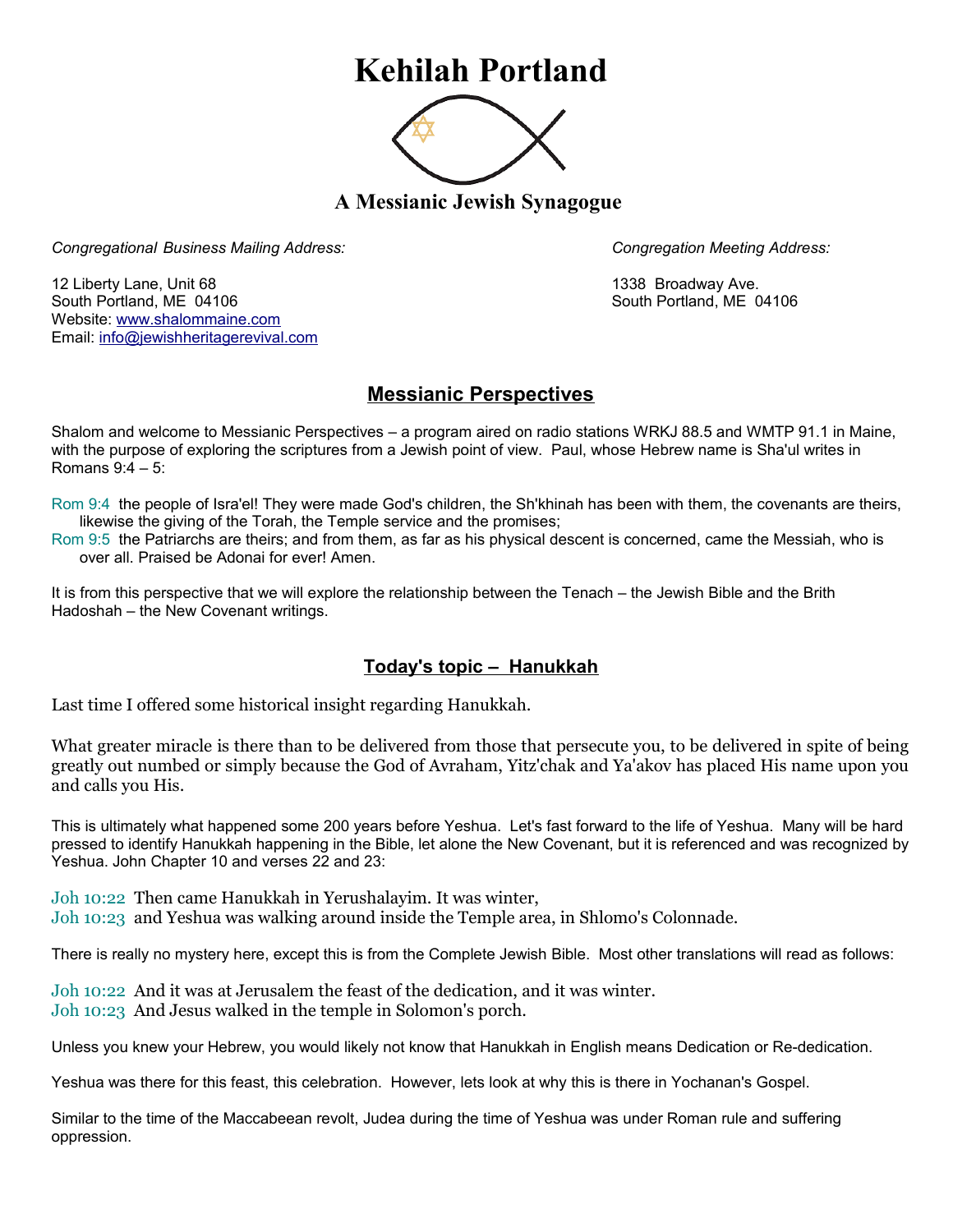# Kehilah Portland

## A Messianic Jewish Synagogue

*Congregational Business Mailing Address:*

12 Liberty Lane, Unit 68
South Portland, ME 04106
Website: www.shalommaine.com
Email: info@jewishheritagerevival.com

*Congregation Meeting Address:*

1338 Broadway Ave.
South Portland, ME 04106

## Messianic Perspectives

Shalom and welcome to Messianic Perspectives – a program aired on radio stations WRKJ 88.5 and WMTP 91.1 in Maine, with the purpose of exploring the scriptures from a Jewish point of view. Paul, whose Hebrew name is Sha'ul writes in Romans 9:4 – 5:

Rom 9:4 the people of Isra'el! They were made God's children, the Sh'khinah has been with them, the covenants are theirs, likewise the giving of the Torah, the Temple service and the promises;
Rom 9:5 the Patriarchs are theirs; and from them, as far as his physical descent is concerned, came the Messiah, who is over all. Praised be Adonai for ever! Amen.

It is from this perspective that we will explore the relationship between the Tenach – the Jewish Bible and the Brith Hadoshah – the New Covenant writings.

## Today's topic – Hanukkah

Last time I offered some historical insight regarding Hanukkah.

What greater miracle is there than to be delivered from those that persecute you, to be delivered in spite of being greatly out numbed or simply because the God of Avraham, Yitz'chak and Ya'akov has placed His name upon you and calls you His.

This is ultimately what happened some 200 years before Yeshua. Let's fast forward to the life of Yeshua. Many will be hard pressed to identify Hanukkah happening in the Bible, let alone the New Covenant, but it is referenced and was recognized by Yeshua. John Chapter 10 and verses 22 and 23:

Joh 10:22 Then came Hanukkah in Yerushalayim. It was winter,
Joh 10:23 and Yeshua was walking around inside the Temple area, in Shlomo's Colonnade.

There is really no mystery here, except this is from the Complete Jewish Bible. Most other translations will read as follows:

Joh 10:22 And it was at Jerusalem the feast of the dedication, and it was winter.
Joh 10:23 And Jesus walked in the temple in Solomon's porch.

Unless you knew your Hebrew, you would likely not know that Hanukkah in English means Dedication or Re-dedication.

Yeshua was there for this feast, this celebration. However, lets look at why this is there in Yochanan's Gospel.

Similar to the time of the Maccabeean revolt, Judea during the time of Yeshua was under Roman rule and suffering oppression.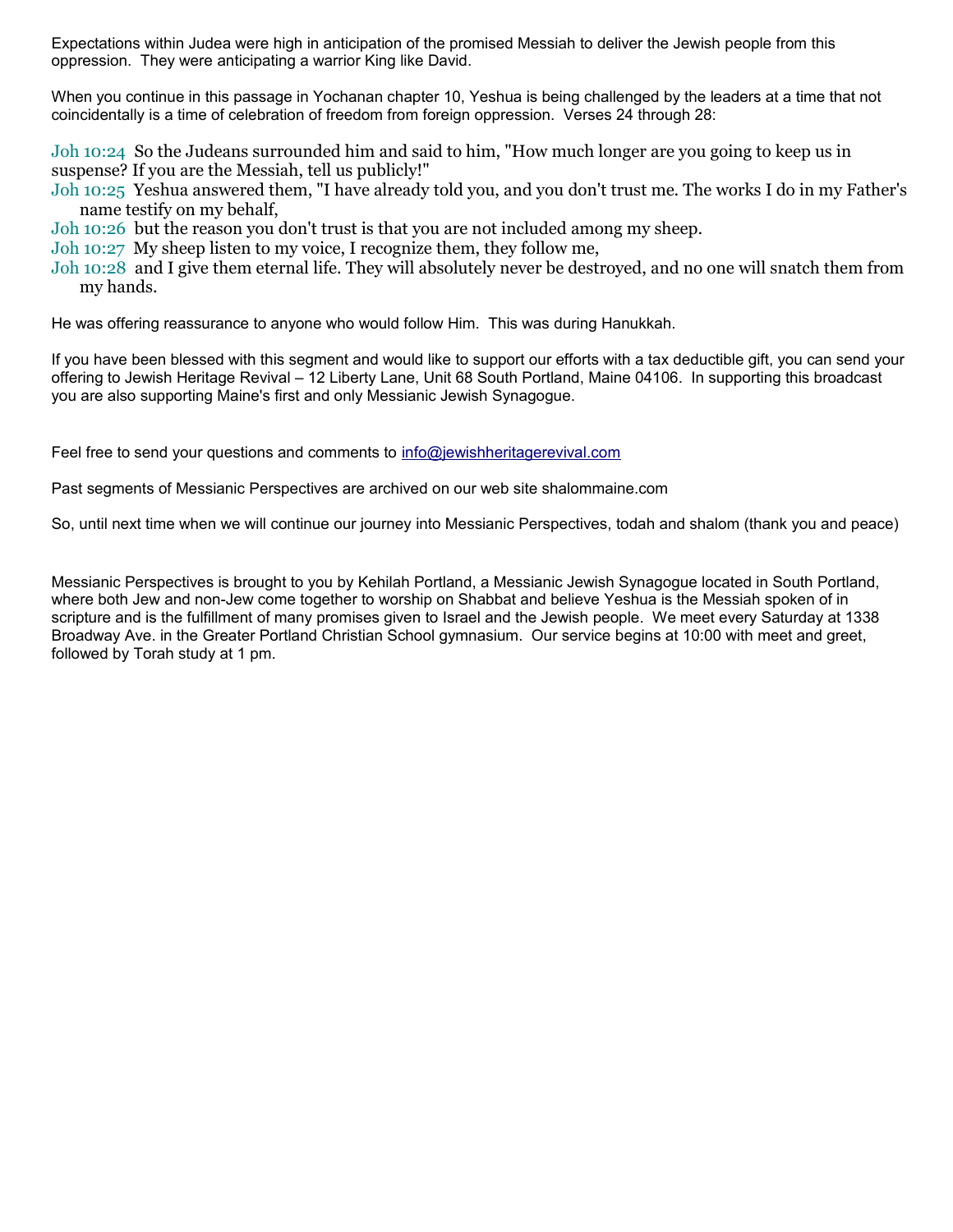Expectations within Judea were high in anticipation of the promised Messiah to deliver the Jewish people from this oppression. They were anticipating a warrior King like David.

When you continue in this passage in Yochanan chapter 10, Yeshua is being challenged by the leaders at a time that not coincidentally is a time of celebration of freedom from foreign oppression. Verses 24 through 28:

Joh 10:24 So the Judeans surrounded him and said to him, "How much longer are you going to keep us in suspense? If you are the Messiah, tell us publicly!"
Joh 10:25 Yeshua answered them, "I have already told you, and you don't trust me. The works I do in my Father's name testify on my behalf,
Joh 10:26 but the reason you don't trust is that you are not included among my sheep.
Joh 10:27 My sheep listen to my voice, I recognize them, they follow me,
Joh 10:28 and I give them eternal life. They will absolutely never be destroyed, and no one will snatch them from my hands.

He was offering reassurance to anyone who would follow Him. This was during Hanukkah.

If you have been blessed with this segment and would like to support our efforts with a tax deductible gift, you can send your offering to Jewish Heritage Revival – 12 Liberty Lane, Unit 68 South Portland, Maine 04106. In supporting this broadcast you are also supporting Maine's first and only Messianic Jewish Synagogue.

Feel free to send your questions and comments to info@jewishheritagerevival.com

Past segments of Messianic Perspectives are archived on our web site shalommaine.com

So, until next time when we will continue our journey into Messianic Perspectives, todah and shalom (thank you and peace)

Messianic Perspectives is brought to you by Kehilah Portland, a Messianic Jewish Synagogue located in South Portland, where both Jew and non-Jew come together to worship on Shabbat and believe Yeshua is the Messiah spoken of in scripture and is the fulfillment of many promises given to Israel and the Jewish people. We meet every Saturday at 1338 Broadway Ave. in the Greater Portland Christian School gymnasium. Our service begins at 10:00 with meet and greet, followed by Torah study at 1 pm.